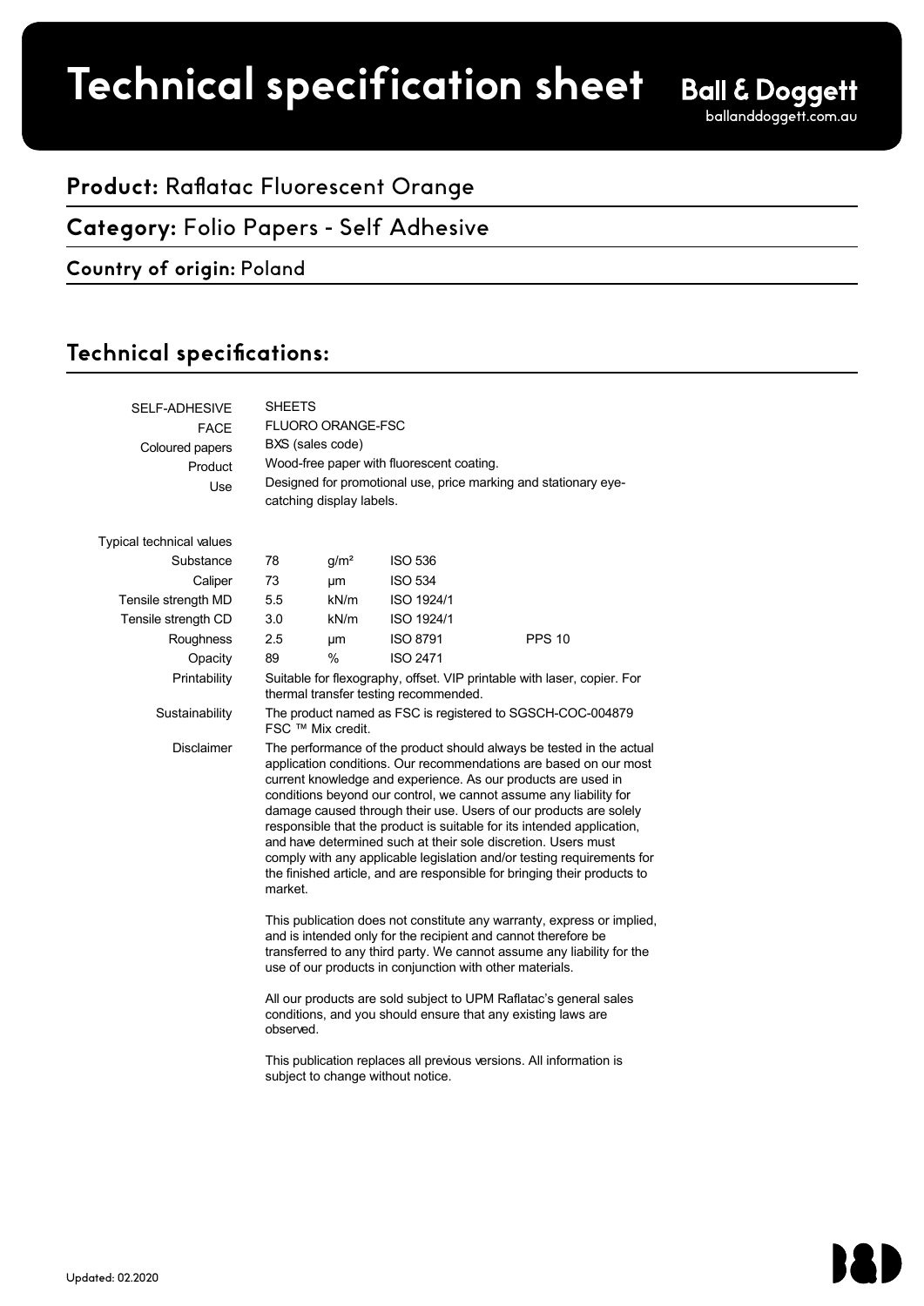# Technical specification sheet

**Ball & Doggett**
ballanddoggett.com.au

## Product: Raflatac Fluorescent Orange

## Category: Folio Papers - Self Adhesive

### Country of origin: Poland

## Technical specifications:

| | | | | |
|---|---|---|---|---|
| SELF-ADHESIVE | SHEETS | | | |
| FACE | FLUORO ORANGE-FSC | | | |
| Coloured papers | BXS (sales code) | | | |
| Product | Wood-free paper with fluorescent coating. | | | |
| Use | Designed for promotional use, price marking and stationary eye-catching display labels. | | | |
| Typical technical values | | | | |
| Substance | 78 | g/m² | ISO 536 | |
| Caliper | 73 | µm | ISO 534 | |
| Tensile strength MD | 5.5 | kN/m | ISO 1924/1 | |
| Tensile strength CD | 3.0 | kN/m | ISO 1924/1 | |
| Roughness | 2.5 | µm | ISO 8791 | PPS 10 |
| Opacity | 89 | % | ISO 2471 | |
| Printability | Suitable for flexography, offset. VIP printable with laser, copier. For thermal transfer testing recommended. | | | |
| Sustainability | The product named as FSC is registered to SGSCH-COC-004879 FSC ™ Mix credit. | | | |
| Disclaimer | The performance of the product should always be tested in the actual application conditions. Our recommendations are based on our most current knowledge and experience. As our products are used in conditions beyond our control, we cannot assume any liability for damage caused through their use. Users of our products are solely responsible that the product is suitable for its intended application, and have determined such at their sole discretion. Users must comply with any applicable legislation and/or testing requirements for the finished article, and are responsible for bringing their products to market. | | | |

This publication does not constitute any warranty, express or implied, and is intended only for the recipient and cannot therefore be transferred to any third party. We cannot assume any liability for the use of our products in conjunction with other materials.

All our products are sold subject to UPM Raflatac's general sales conditions, and you should ensure that any existing laws are observed.

This publication replaces all previous versions. All information is subject to change without notice.

Updated: 02.2020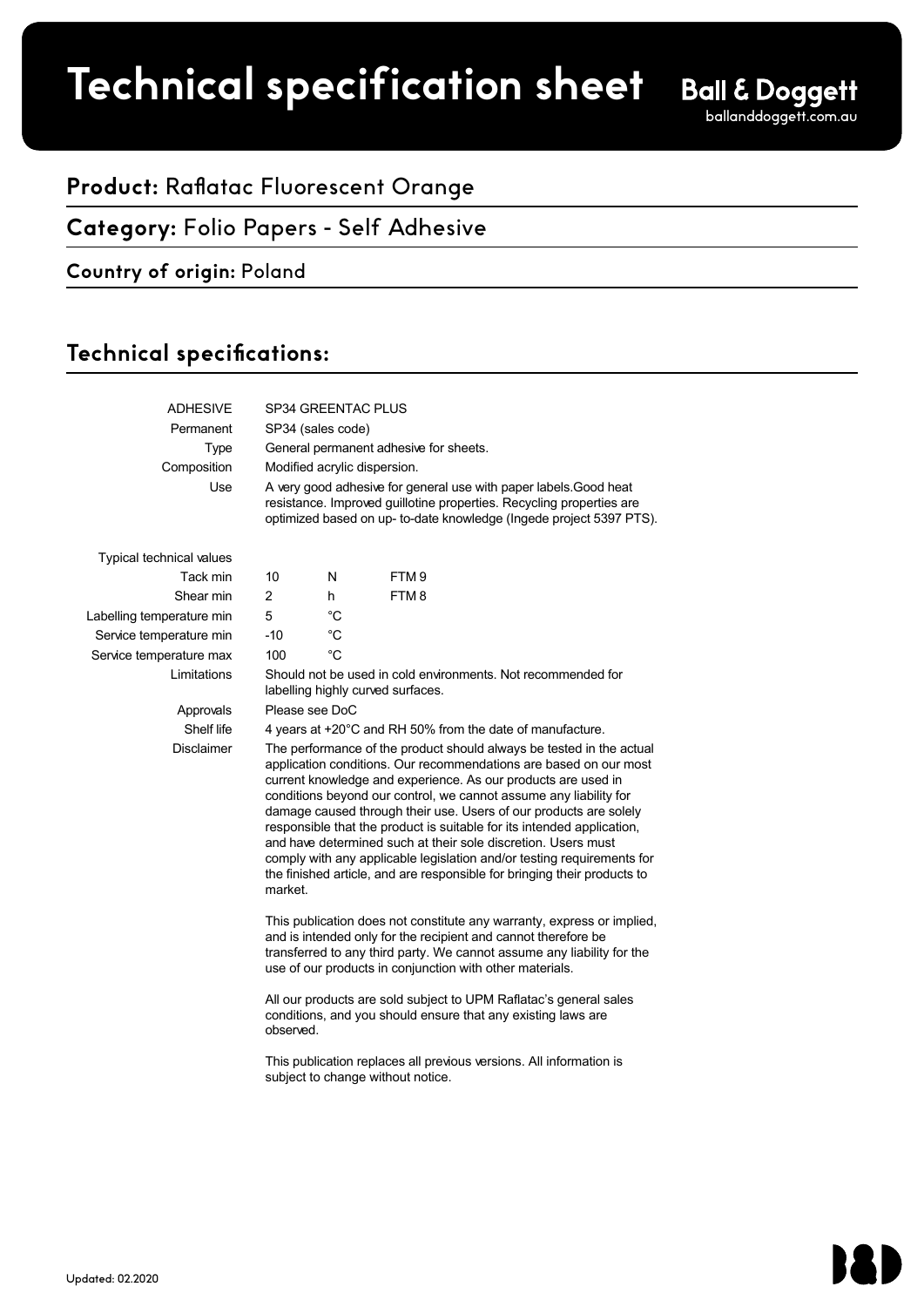# Technical specification sheet

**Ball & Doggett**
balIanddoggett.com.au

## **Product:** Raflatac Fluorescent Orange

## **Category:** Folio Papers - Self Adhesive

### **Country of origin:** Poland

## Technical specifications:

| | | | |
|---|---|---|---|
| ADHESIVE | SP34 GREENTAC PLUS | | |
| Permanent | SP34 (sales code) | | |
| Type | General permanent adhesive for sheets. | | |
| Composition | Modified acrylic dispersion. | | |
| Use | A very good adhesive for general use with paper labels.Good heat resistance. Improved guillotine properties. Recycling properties are optimized based on up- to-date knowledge (Ingede project 5397 PTS). | | |
| Typical technical values | | | |
| Tack min | 10 | N | FTM 9 |
| Shear min | 2 | h | FTM 8 |
| Labelling temperature min | 5 | °C | |
| Service temperature min | -10 | °C | |
| Service temperature max | 100 | °C | |
| Limitations | Should not be used in cold environments. Not recommended for labelling highly curved surfaces. | | |
| Approvals | Please see DoC | | |
| Shelf life | 4 years at +20°C and RH 50% from the date of manufacture. | | |
| Disclaimer | The performance of the product should always be tested in the actual application conditions. Our recommendations are based on our most current knowledge and experience. As our products are used in conditions beyond our control, we cannot assume any liability for damage caused through their use. Users of our products are solely responsible that the product is suitable for its intended application, and have determined such at their sole discretion. Users must comply with any applicable legislation and/or testing requirements for the finished article, and are responsible for bringing their products to market. | | |

This publication does not constitute any warranty, express or implied, and is intended only for the recipient and cannot therefore be transferred to any third party. We cannot assume any liability for the use of our products in conjunction with other materials.

All our products are sold subject to UPM Raflatac's general sales conditions, and you should ensure that any existing laws are observed.

This publication replaces all previous versions. All information is subject to change without notice.

Updated: 02.2020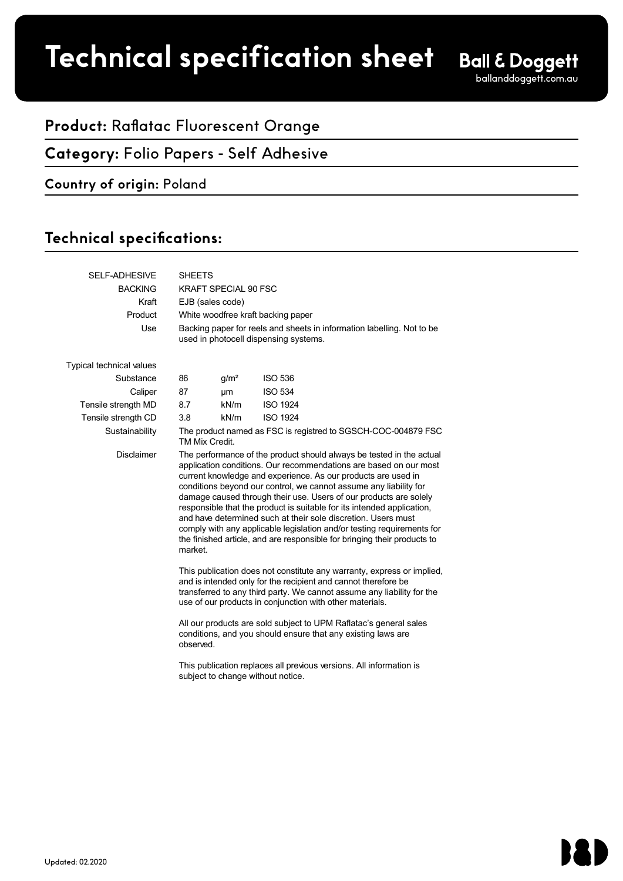# Technical specification sheet

Ball & Doggett
balland­doggett.com.au

## Product: Raflatac Fluorescent Orange

## Category: Folio Papers - Self Adhesive

### Country of origin: Poland

## Technical specifications:

| | | | |
|---|---|---|---|
| SELF-ADHESIVE | SHEETS | | |
| BACKING | KRAFT SPECIAL 90 FSC | | |
| Kraft | EJB (sales code) | | |
| Product | White woodfree kraft backing paper | | |
| Use | Backing paper for reels and sheets in information labelling. Not to be used in photocell dispensing systems. | | |
| Typical technical values | | | |
| Substance | 86 | g/m² | ISO 536 |
| Caliper | 87 | µm | ISO 534 |
| Tensile strength MD | 8.7 | kN/m | ISO 1924 |
| Tensile strength CD | 3.8 | kN/m | ISO 1924 |
| Sustainability | The product named as FSC is registred to SGSCH-COC-004879 FSC TM Mix Credit. | | |
| Disclaimer | The performance of the product should always be tested in the actual application conditions. Our recommendations are based on our most current knowledge and experience. As our products are used in conditions beyond our control, we cannot assume any liability for damage caused through their use. Users of our products are solely responsible that the product is suitable for its intended application, and have determined such at their sole discretion. Users must comply with any applicable legislation and/or testing requirements for the finished article, and are responsible for bringing their products to market. | | |

This publication does not constitute any warranty, express or implied, and is intended only for the recipient and cannot therefore be transferred to any third party. We cannot assume any liability for the use of our products in conjunction with other materials.

All our products are sold subject to UPM Raflatac's general sales conditions, and you should ensure that any existing laws are observed.

This publication replaces all previous versions. All information is subject to change without notice.

Updated: 02.2020